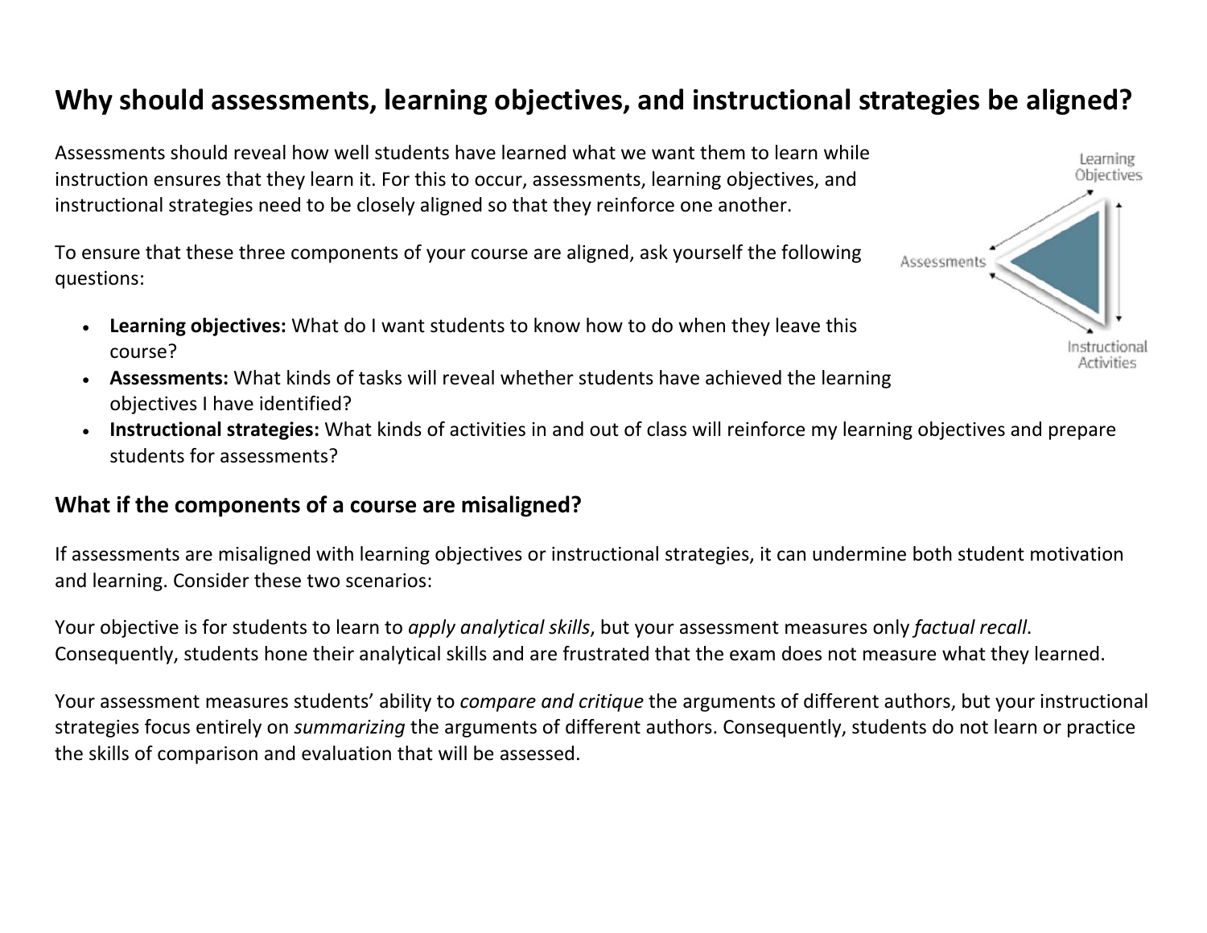# Why should assessments, learning objectives, and instructional strategies be aligned?

Assessments should reveal how well students have learned what we want them to learn while instruction ensures that they learn it. For this to occur, assessments, learning objectives, and instructional strategies need to be closely aligned so that they reinforce one another.

To ensure that these three components of your course are aligned, ask yourself the following questions:

- **Learning objectives:** What do I want students to know how to do when they leave this course?
- **Assessments:** What kinds of tasks will reveal whether students have achieved the learning objectives I have identified?
- **Instructional strategies:** What kinds of activities in and out of class will reinforce my learning objectives and prepare students for assessments?

## What if the components of a course are misaligned?

If assessments are misaligned with learning objectives or instructional strategies, it can undermine both student motivation and learning. Consider these two scenarios:

Your objective is for students to learn to *apply analytical skills*, but your assessment measures only *factual recall*. Consequently, students hone their analytical skills and are frustrated that the exam does not measure what they learned.

Your assessment measures students' ability to *compare and critique* the arguments of different authors, but your instructional strategies focus entirely on *summarizing* the arguments of different authors. Consequently, students do not learn or practice the skills of comparison and evaluation that will be assessed.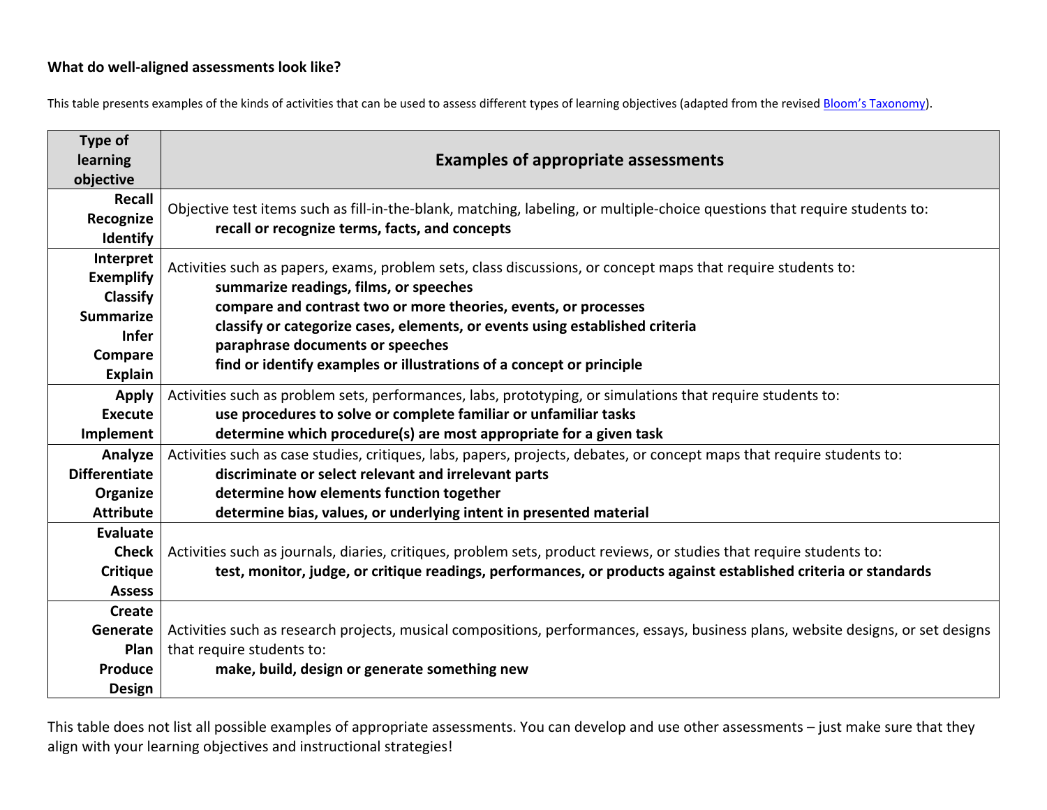**What do well-aligned assessments look like?**

This table presents examples of the kinds of activities that can be used to assess different types of learning objectives (adapted from the revised [Bloom's Taxonomy]).

| Type of learning objective | Examples of appropriate assessments |
|---|---|
| **Recall**<br>**Recognize**<br>**Identify** | Objective test items such as fill-in-the-blank, matching, labeling, or multiple-choice questions that require students to:<br>**recall or recognize terms, facts, and concepts** |
| **Interpret**<br>**Exemplify**<br>**Classify**<br>**Summarize**<br>**Infer**<br>**Compare**<br>**Explain** | Activities such as papers, exams, problem sets, class discussions, or concept maps that require students to:<br>**summarize readings, films, or speeches**<br>**compare and contrast two or more theories, events, or processes**<br>**classify or categorize cases, elements, or events using established criteria**<br>**paraphrase documents or speeches**<br>**find or identify examples or illustrations of a concept or principle** |
| **Apply**<br>**Execute**<br>**Implement** | Activities such as problem sets, performances, labs, prototyping, or simulations that require students to:<br>**use procedures to solve or complete familiar or unfamiliar tasks**<br>**determine which procedure(s) are most appropriate for a given task** |
| **Analyze**<br>**Differentiate**<br>**Organize**<br>**Attribute** | Activities such as case studies, critiques, labs, papers, projects, debates, or concept maps that require students to:<br>**discriminate or select relevant and irrelevant parts**<br>**determine how elements function together**<br>**determine bias, values, or underlying intent in presented material** |
| **Evaluate**<br>**Check**<br>**Critique**<br>**Assess** | Activities such as journals, diaries, critiques, problem sets, product reviews, or studies that require students to:<br>**test, monitor, judge, or critique readings, performances, or products against established criteria or standards** |
| **Create**<br>**Generate**<br>**Plan**<br>**Produce**<br>**Design** | Activities such as research projects, musical compositions, performances, essays, business plans, website designs, or set designs that require students to:<br>**make, build, design or generate something new** |

This table does not list all possible examples of appropriate assessments. You can develop and use other assessments – just make sure that they align with your learning objectives and instructional strategies!